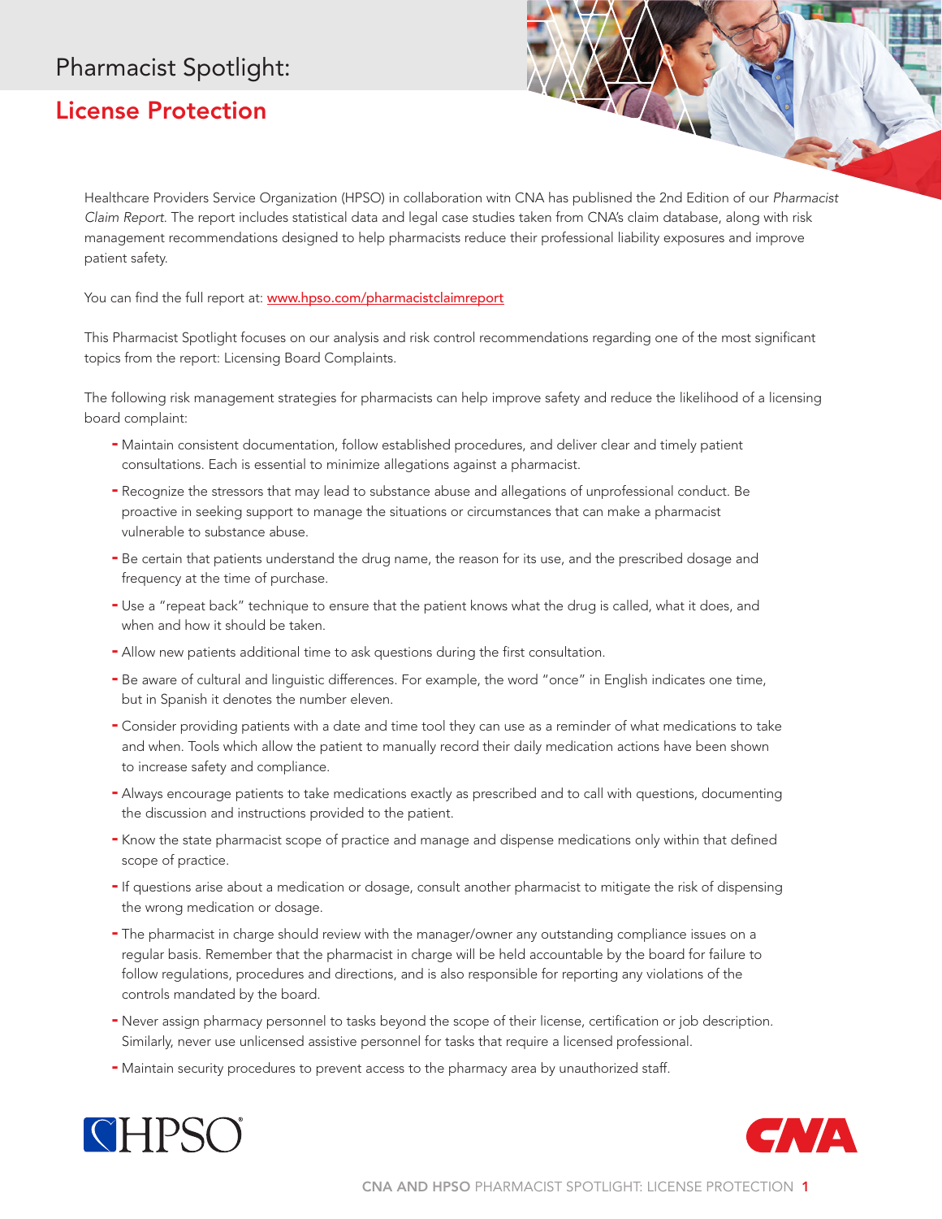# Pharmacist Spotlight:

## License Protection

Healthcare Providers Service Organization (HPSO) in collaboration witn CNA has publisned the 2nd Edition of our *Pharmacist Claim Report*. The report includes statistical data and legal case studies taken from CNA's claim database, along with risk management recommendations designed to help pharmacists reduce their professional liability exposures and improve patient safety.

You can find the full report at: www.hpso.com/pharmacistclaimreport

This Pharmacist Spotlight focuses on our analysis and risk control recommendations regarding one of the most significant topics from the report: Licensing Board Complaints.

The following risk management strategies for pharmacists can help improve safety and reduce the likelihood of a licensing board complaint:

- Maintain consistent documentation, follow established procedures, and deliver clear and timely patient consultations. Each is essential to minimize allegations against a pharmacist.
- Recognize the stressors that may lead to substance abuse and allegations of unprofessional conduct. Be proactive in seeking support to manage the situations or circumstances that can make a pharmacist vulnerable to substance abuse.
- Be certain that patients understand the drug name, the reason for its use, and the prescribed dosage and frequency at the time of purchase.
- Use a "repeat back" technique to ensure that the patient knows what the drug is called, what it does, and when and how it should be taken.
- Allow new patients additional time to ask questions during the first consultation.
- Be aware of cultural and linguistic differences. For example, the word "once" in English indicates one time, but in Spanish it denotes the number eleven.
- Consider providing patients with a date and time tool they can use as a reminder of what medications to take and when. Tools which allow the patient to manually record their daily medication actions have been shown to increase safety and compliance.
- Always encourage patients to take medications exactly as prescribed and to call with questions, documenting the discussion and instructions provided to the patient.
- Know the state pharmacist scope of practice and manage and dispense medications only within that defined scope of practice.
- If questions arise about a medication or dosage, consult another pharmacist to mitigate the risk of dispensing the wrong medication or dosage.
- The pharmacist in charge should review with the manager/owner any outstanding compliance issues on a regular basis. Remember that the pharmacist in charge will be held accountable by the board for failure to follow regulations, procedures and directions, and is also responsible for reporting any violations of the controls mandated by the board.
- Never assign pharmacy personnel to tasks beyond the scope of their license, certification or job description. Similarly, never use unlicensed assistive personnel for tasks that require a licensed professional.
- Maintain security procedures to prevent access to the pharmacy area by unauthorized staff.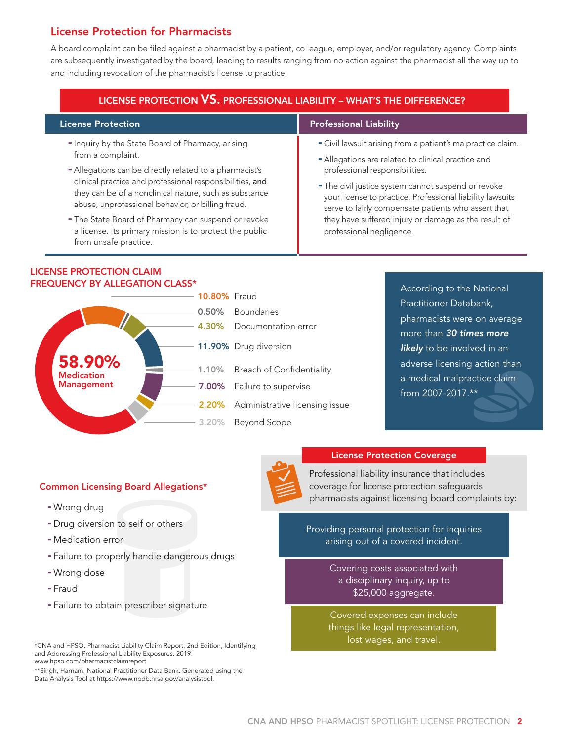## License Protection for Pharmacists

A board complaint can be filed against a pharmacist by a patient, colleague, employer, and/or regulatory agency. Complaints are subsequently investigated by the board, leading to results ranging from no action against the pharmacist all the way up to and including revocation of the pharmacist's license to practice.

### LICENSE PROTECTION VS. PROFESSIONAL LIABILITY – WHAT'S THE DIFFERENCE?

| License Protection | Professional Liability |
|---|---|
| - Inquiry by the State Board of Pharmacy, arising from a complaint.<br>- Allegations can be directly related to a pharmacist's clinical practice and professional responsibilities, **and** they can be of a nonclinical nature, such as substance abuse, unprofessional behavior, or billing fraud.<br>- The State Board of Pharmacy can suspend or revoke a license. Its primary mission is to protect the public from unsafe practice. | - Civil lawsuit arising from a patient's malpractice claim.<br>- Allegations are related to clinical practice and professional responsibilities.<br>- The civil justice system cannot suspend or revoke your license to practice. Professional liability lawsuits serve to fairly compensate patients who assert that they have suffered injury or damage as the result of professional negligence. |

### LICENSE PROTECTION CLAIM FREQUENCY BY ALLEGATION CLASS*

| Allegation Class | Frequency |
|---|---|
| Medication Management | 58.90% |
| Fraud | 10.80% |
| Boundaries | 0.50% |
| Documentation error | 4.30% |
| Drug diversion | 11.90% |
| Breach of Confidentiality | 1.10% |
| Failure to supervise | 7.00% |
| Administrative licensing issue | 2.20% |
| Beyond Scope | 3.20% |

According to the National Practitioner Databank, pharmacists were on average more than ***30 times more likely*** to be involved in an adverse licensing action than a medical malpractice claim from 2007-2017.**

### Common Licensing Board Allegations*

- Wrong drug
- Drug diversion to self or others
- Medication error
- Failure to properly handle dangerous drugs
- Wrong dose
- Fraud
- Failure to obtain prescriber signature

### License Protection Coverage

Professional liability insurance that includes coverage for license protection safeguards pharmacists against licensing board complaints by:

- Providing personal protection for inquiries arising out of a covered incident.
- Covering costs associated with a disciplinary inquiry, up to $25,000 aggregate.
- Covered expenses can include things like legal representation, lost wages, and travel.

*CNA and HPSO. Pharmacist Liability Claim Report: 2nd Edition, Identifying and Addressing Professional Liability Exposures. 2019. www.hpso.com/pharmacistclaimreport

**Singh, Harnam. National Practitioner Data Bank. Generated using the Data Analysis Tool at https://www.npdb.hrsa.gov/analysistool.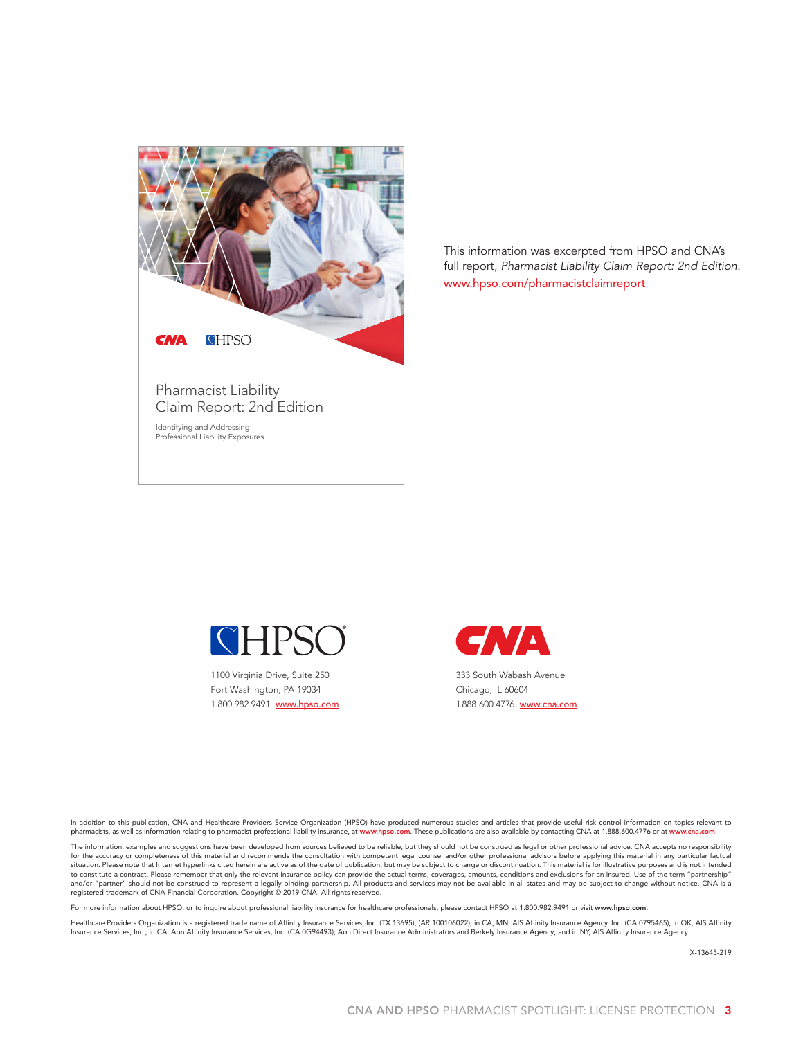Pharmacist Liability Claim Report: 2nd Edition

Identifying and Addressing Professional Liability Exposures

This information was excerpted from HPSO and CNA's full report, *Pharmacist Liability Claim Report: 2nd Edition*. www.hpso.com/pharmacistclaimreport

**HPSO**

1100 Virginia Drive, Suite 250
Fort Washington, PA 19034
1.800.982.9491 www.hpso.com

**CNA**

333 South Wabash Avenue
Chicago, IL 60604
1.888.600.4776 www.cna.com

In addition to this publication, CNA and Healthcare Providers Service Organization (HPSO) have produced numerous studies and articles that provide useful risk control information on topics relevant to pharmacists, as well as information relating to pharmacist professional liability insurance, at www.hpso.com. These publications are also available by contacting CNA at 1.888.600.4776 or at www.cna.com.

The information, examples and suggestions have been developed from sources believed to be reliable, but they should not be construed as legal or other professional advice. CNA accepts no responsibility for the accuracy or completeness of this material and recommends the consultation with competent legal counsel and/or other professional advisors before applying this material in any particular factual situation. Please note that Internet hyperlinks cited herein are active as of the date of publication, but may be subject to change or discontinuation. This material is for illustrative purposes and is not intended to constitute a contract. Please remember that only the relevant insurance policy can provide the actual terms, coverages, amounts, conditions and exclusions for an insured. Use of the term "partnership" and/or "partner" should not be construed to represent a legally binding partnership. All products and services may not be available in all states and may be subject to change without notice. CNA is a registered trademark of CNA Financial Corporation. Copyright © 2019 CNA. All rights reserved.

For more information about HPSO, or to inquire about professional liability insurance for healthcare professionals, please contact HPSO at 1.800.982.9491 or visit **www.hpso.com**.

Healthcare Providers Organization is a registered trade name of Affinity Insurance Services, Inc. (TX 13695); (AR 100106022); in CA, MN, AIS Affinity Insurance Agency, Inc. (CA 0795465); in OK, AIS Affinity Insurance Services, Inc.; in CA, Aon Affinity Insurance Services, Inc. (CA 0G94493); Aon Direct Insurance Administrators and Berkely Insurance Agency; and in NY, AIS Affinity Insurance Agency.

X-13645-219